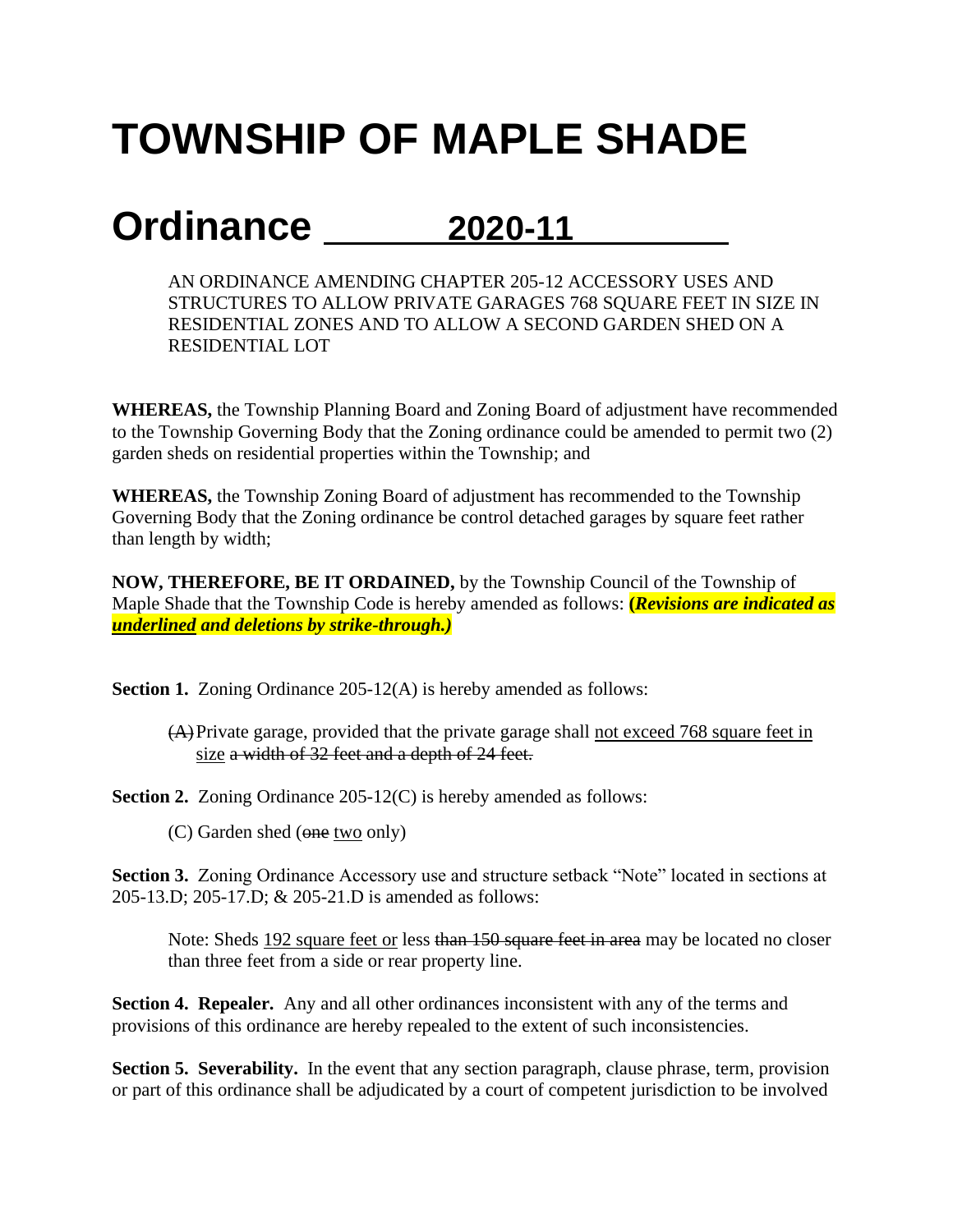# TOWNSHIP OF MAPLE SHADE

# Ordinance 2020-11

AN ORDINANCE AMENDING CHAPTER 205-12 ACCESSORY USES AND STRUCTURES TO ALLOW PRIVATE GARAGES 768 SQUARE FEET IN SIZE IN RESIDENTIAL ZONES AND TO ALLOW A SECOND GARDEN SHED ON A RESIDENTIAL LOT

**WHEREAS,** the Township Planning Board and Zoning Board of adjustment have recommended to the Township Governing Body that the Zoning ordinance could be amended to permit two (2) garden sheds on residential properties within the Township; and

**WHEREAS,** the Township Zoning Board of adjustment has recommended to the Township Governing Body that the Zoning ordinance be control detached garages by square feet rather than length by width;

**NOW, THEREFORE, BE IT ORDAINED,** by the Township Council of the Township of Maple Shade that the Township Code is hereby amended as follows: ***(Revisions are indicated as <u>underlined</u> and deletions by strike-through.)***

**Section 1.** Zoning Ordinance 205-12(A) is hereby amended as follows:

~~(A)~~ Private garage, provided that the private garage shall <u>not exceed 768 square feet in size</u> ~~a width of 32 feet and a depth of 24 feet.~~

**Section 2.** Zoning Ordinance 205-12(C) is hereby amended as follows:

(C) Garden shed (~~one~~ <u>two</u> only)

**Section 3.** Zoning Ordinance Accessory use and structure setback "Note" located in sections at 205-13.D; 205-17.D; & 205-21.D is amended as follows:

Note: Sheds <u>192 square feet or</u> less ~~than 150 square feet in area~~ may be located no closer than three feet from a side or rear property line.

**Section 4. Repealer.** Any and all other ordinances inconsistent with any of the terms and provisions of this ordinance are hereby repealed to the extent of such inconsistencies.

**Section 5. Severability.** In the event that any section paragraph, clause phrase, term, provision or part of this ordinance shall be adjudicated by a court of competent jurisdiction to be involved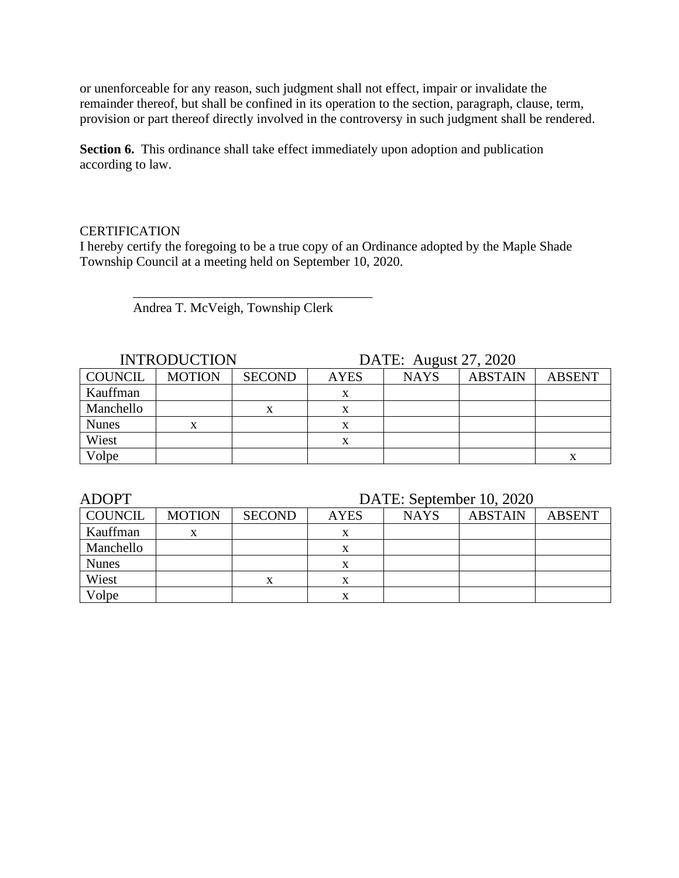or unenforceable for any reason, such judgment shall not effect, impair or invalidate the remainder thereof, but shall be confined in its operation to the section, paragraph, clause, term, provision or part thereof directly involved in the controversy in such judgment shall be rendered.

**Section 6.** This ordinance shall take effect immediately upon adoption and publication according to law.

CERTIFICATION
I hereby certify the foregoing to be a true copy of an Ordinance adopted by the Maple Shade Township Council at a meeting held on September 10, 2020.

\_\_\_\_\_\_\_\_\_\_\_\_\_\_\_\_\_\_\_\_\_\_\_\_\_\_\_\_\_\_\_\_\_\_\_\_
Andrea T. McVeigh, Township Clerk

INTRODUCTION DATE: August 27, 2020

| COUNCIL | MOTION | SECOND | AYES | NAYS | ABSTAIN | ABSENT |
|---|---|---|---|---|---|---|
| Kauffman | | | x | | | |
| Manchello | | x | x | | | |
| Nunes | x | | x | | | |
| Wiest | | | x | | | |
| Volpe | | | | | | x |

ADOPT DATE: September 10, 2020

| COUNCIL | MOTION | SECOND | AYES | NAYS | ABSTAIN | ABSENT |
|---|---|---|---|---|---|---|
| Kauffman | x | | x | | | |
| Manchello | | | x | | | |
| Nunes | | | x | | | |
| Wiest | | x | x | | | |
| Volpe | | | x | | | |